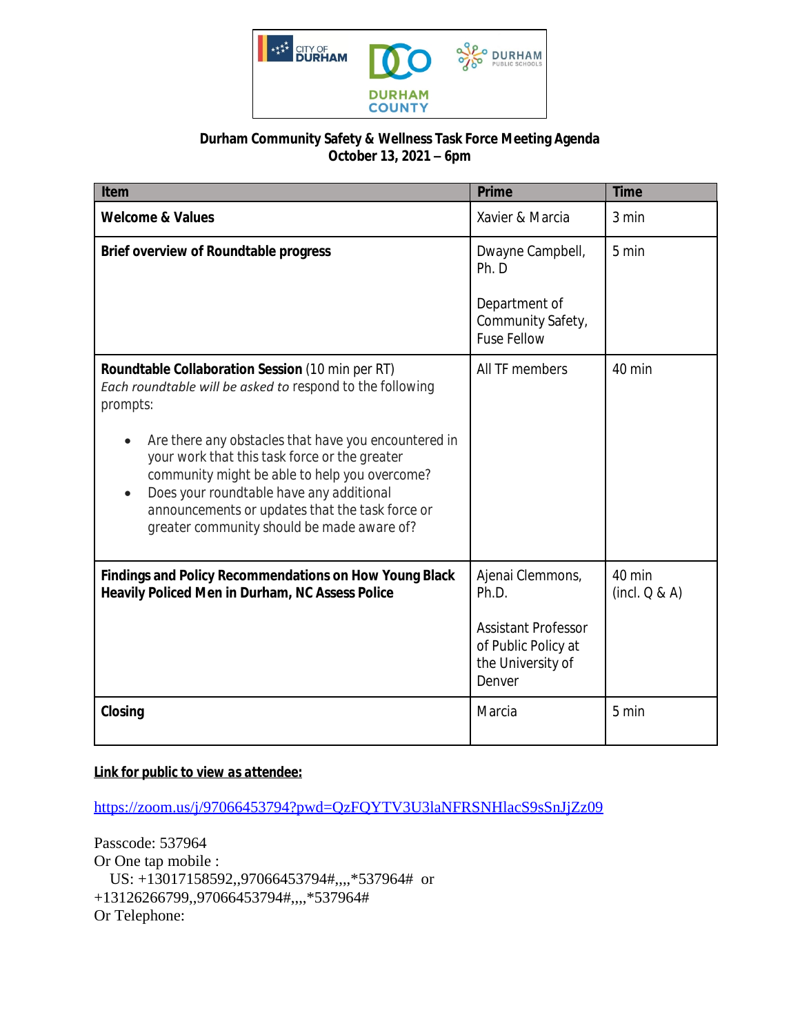**Durham Community Safety & Wellness Task Force Meeting Agenda**
**October 13, 2021 – 6pm**

| Item | Prime | Time |
| --- | --- | --- |
| **Welcome & Values** | Xavier & Marcia | 3 min |
| **Brief overview of Roundtable progress** | Dwayne Campbell, Ph. D<br><br>Department of Community Safety, Fuse Fellow | 5 min |
| **Roundtable Collaboration Session** (10 min per RT)<br>*Each roundtable will be asked to* respond to the following prompts:<br>• Are there any obstacles that have you encountered in your work that this task force or the greater community might be able to help you overcome?<br>• Does your roundtable have any additional announcements or updates that the task force or greater community should be made aware of? | All TF members | 40 min |
| **Findings and Policy Recommendations on How Young Black Heavily Policed Men in Durham, NC Assess Police** | Ajenai Clemmons, Ph.D.<br><br>Assistant Professor of Public Policy at the University of Denver | 40 min (incl. Q & A) |
| **Closing** | Marcia | 5 min |

**Link for public to view as attendee:**

https://zoom.us/j/97066453794?pwd=QzFQYTV3U3laNFRSNHlacS9sSnJjZz09

Passcode: 537964
Or One tap mobile :
US: +13017158592,,97066453794#,,,,*537964# or +13126266799,,97066453794#,,,,*537964#
Or Telephone: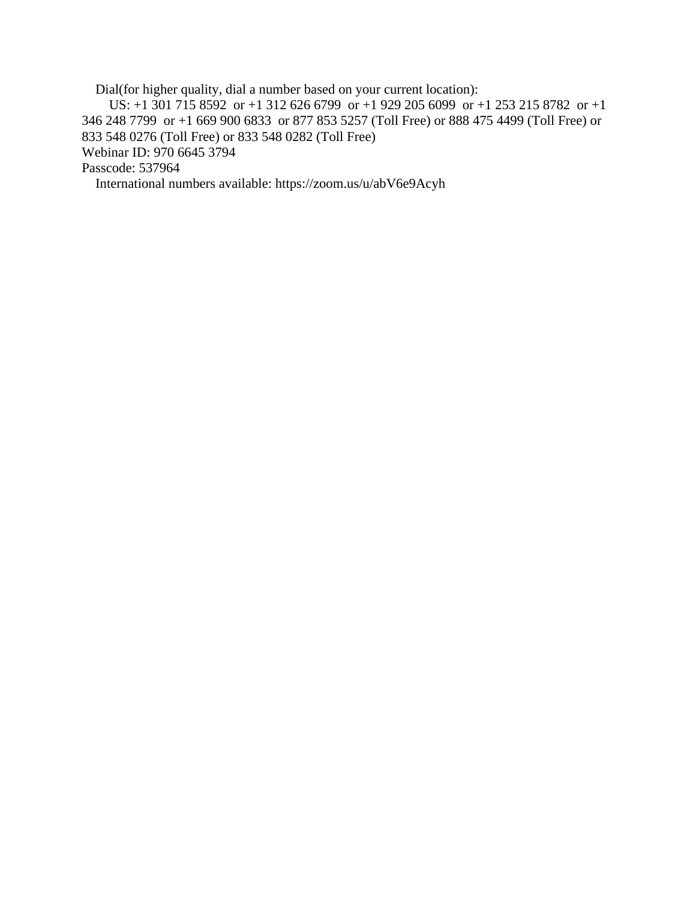Dial(for higher quality, dial a number based on your current location):

US: +1 301 715 8592 or +1 312 626 6799 or +1 929 205 6099 or +1 253 215 8782 or +1 346 248 7799 or +1 669 900 6833 or 877 853 5257 (Toll Free) or 888 475 4499 (Toll Free) or 833 548 0276 (Toll Free) or 833 548 0282 (Toll Free)

Webinar ID: 970 6645 3794

Passcode: 537964

International numbers available: https://zoom.us/u/abV6e9Acyh